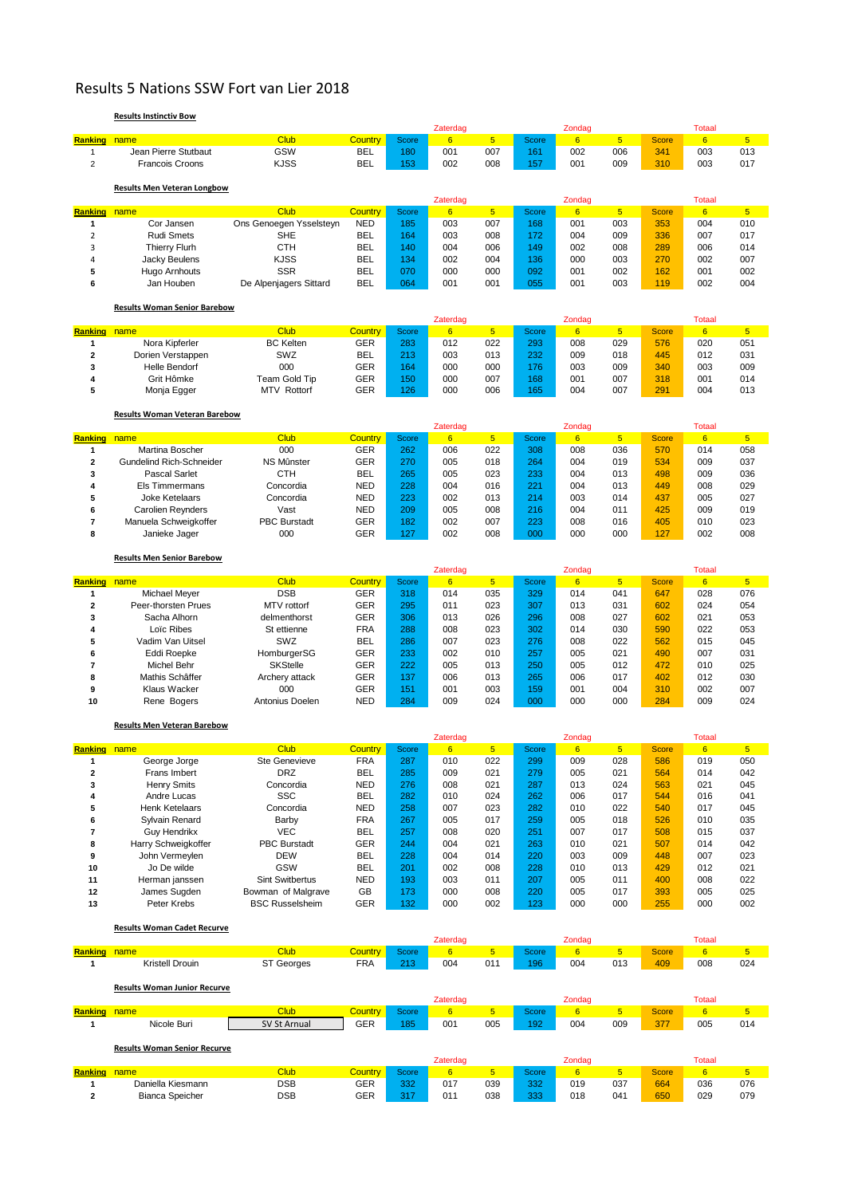# Results 5 Nations SSW Fort van Lier 2018

**Results Instinctiv Bow**

| Ranking | name | Club | Country | Score | Zaterdag 6 | 5 | Score | Zondag 6 | 5 | Score | Totaal 6 | 5 |
|---|---|---|---|---|---|---|---|---|---|---|---|---|
| 1 | Jean Pierre Stutbaut | GSW | BEL | 180 | 001 | 007 | 161 | 002 | 006 | 341 | 003 | 013 |
| 2 | Francois Croons | KJSS | BEL | 153 | 002 | 008 | 157 | 001 | 009 | 310 | 003 | 017 |

**Results Men Veteran Longbow**

| Ranking | name | Club | Country | Score | Zaterdag 6 | 5 | Score | Zondag 6 | 5 | Score | Totaal 6 | 5 |
|---|---|---|---|---|---|---|---|---|---|---|---|---|
| 1 | Cor Jansen | Ons Genoegen Ysselsteyn | NED | 185 | 003 | 007 | 168 | 001 | 003 | 353 | 004 | 010 |
| 2 | Rudi Smets | SHE | BEL | 164 | 003 | 008 | 172 | 004 | 009 | 336 | 007 | 017 |
| 3 | Thierry Flurh | CTH | BEL | 140 | 004 | 006 | 149 | 002 | 008 | 289 | 006 | 014 |
| 4 | Jacky Beulens | KJSS | BEL | 134 | 002 | 004 | 136 | 000 | 003 | 270 | 002 | 007 |
| 5 | Hugo Arnhouts | SSR | BEL | 070 | 000 | 000 | 092 | 001 | 002 | 162 | 001 | 002 |
| 6 | Jan Houben | De Alpenjagers Sittard | BEL | 064 | 001 | 001 | 055 | 001 | 003 | 119 | 002 | 004 |

**Results Woman Senior Barebow**

| Ranking | name | Club | Country | Score | Zaterdag 6 | 5 | Score | Zondag 6 | 5 | Score | Totaal 6 | 5 |
|---|---|---|---|---|---|---|---|---|---|---|---|---|
| 1 | Nora Kipferler | BC Kelten | GER | 283 | 012 | 022 | 293 | 008 | 029 | 576 | 020 | 051 |
| 2 | Dorien Verstappen | SWZ | BEL | 213 | 003 | 013 | 232 | 009 | 018 | 445 | 012 | 031 |
| 3 | Helle Bendorf | 000 | GER | 164 | 000 | 000 | 176 | 003 | 009 | 340 | 003 | 009 |
| 4 | Grit Hômke | Team Gold Tip | GER | 150 | 000 | 007 | 168 | 001 | 007 | 318 | 001 | 014 |
| 5 | Monja Egger | MTV Rottorf | GER | 126 | 000 | 006 | 165 | 004 | 007 | 291 | 004 | 013 |

**Results Woman Veteran Barebow**

| Ranking | name | Club | Country | Score | Zaterdag 6 | 5 | Score | Zondag 6 | 5 | Score | Totaal 6 | 5 |
|---|---|---|---|---|---|---|---|---|---|---|---|---|
| 1 | Martina Boscher | DSB | GER | 262 | 006 | 022 | 308 | 008 | 036 | 570 | 014 | 058 |
| 2 | Gundelind Rich-Schneider | NS Mûnster | GER | 270 | 005 | 018 | 264 | 004 | 019 | 534 | 009 | 037 |
| 3 | Pascal Sarlet | CTH | BEL | 265 | 005 | 023 | 233 | 004 | 013 | 498 | 009 | 036 |
| 4 | Els Timmermans | Concordia | NED | 228 | 004 | 016 | 221 | 004 | 013 | 449 | 008 | 029 |
| 5 | Joke Ketelaars | Concordia | NED | 223 | 002 | 013 | 214 | 003 | 014 | 437 | 005 | 027 |
| 6 | Carolien Reynders | Vast | NED | 209 | 005 | 008 | 216 | 004 | 011 | 425 | 009 | 019 |
| 7 | Manuela Schweigkoffer | PBC Burstadt | GER | 182 | 002 | 007 | 223 | 008 | 016 | 405 | 010 | 023 |
| 8 | Janieke Jager | 000 | GER | 127 | 002 | 008 | 000 | 000 | 000 | 127 | 002 | 008 |

**Results Men Senior Barebow**

| Ranking | name | Club | Country | Score | Zaterdag 6 | 5 | Score | Zondag 6 | 5 | Score | Totaal 6 | 5 |
|---|---|---|---|---|---|---|---|---|---|---|---|---|
| 1 | Michael Meyer | DSB | GER | 318 | 014 | 035 | 329 | 014 | 041 | 647 | 028 | 076 |
| 2 | Peer-thorsten Prues | MTV rottorf | GER | 295 | 011 | 023 | 307 | 013 | 031 | 602 | 024 | 054 |
| 3 | Sacha Alhorn | delmenthorst | GER | 306 | 013 | 026 | 296 | 008 | 027 | 602 | 021 | 053 |
| 4 | Loïc Ribes | St ettienne | FRA | 288 | 008 | 023 | 302 | 014 | 030 | 590 | 022 | 053 |
| 5 | Vadim Van Uitsel | SWZ | BEL | 286 | 007 | 023 | 276 | 008 | 022 | 562 | 015 | 045 |
| 6 | Eddi Roepke | HomburgerSG | GER | 233 | 002 | 010 | 257 | 005 | 021 | 490 | 007 | 031 |
| 7 | Michel Behr | SKStelle | GER | 222 | 005 | 013 | 250 | 005 | 012 | 472 | 010 | 025 |
| 8 | Mathis Schâffer | Archery attack | GER | 137 | 006 | 013 | 265 | 006 | 017 | 402 | 012 | 030 |
| 9 | Klaus Wacker | 000 | GER | 151 | 001 | 003 | 159 | 001 | 004 | 310 | 002 | 007 |
| 10 | Rene Bogers | Antonius Doelen | NED | 284 | 009 | 024 | 000 | 000 | 000 | 284 | 009 | 024 |

**Results Men Veteran Barebow**

| Ranking | name | Club | Country | Score | Zaterdag 6 | 5 | Score | Zondag 6 | 5 | Score | Totaal 6 | 5 |
|---|---|---|---|---|---|---|---|---|---|---|---|---|
| 1 | George Jorge | Ste Genevieve | FRA | 287 | 010 | 022 | 299 | 009 | 028 | 586 | 019 | 050 |
| 2 | Frans Imbert | DRZ | BEL | 285 | 009 | 021 | 279 | 005 | 021 | 564 | 014 | 042 |
| 3 | Henry Smits | Concordia | NED | 276 | 008 | 021 | 287 | 013 | 024 | 563 | 021 | 045 |
| 4 | Andre Lucas | SSC | BEL | 282 | 010 | 024 | 262 | 006 | 017 | 544 | 016 | 041 |
| 5 | Henk Ketelaars | Concordia | NED | 258 | 007 | 023 | 282 | 010 | 022 | 540 | 017 | 045 |
| 6 | Sylvain Renard | Barby | FRA | 267 | 005 | 017 | 259 | 005 | 018 | 526 | 010 | 035 |
| 7 | Guy Hendrikx | VEC | BEL | 257 | 008 | 020 | 251 | 007 | 017 | 508 | 015 | 037 |
| 8 | Harry Schweigkoffer | PBC Burstadt | GER | 244 | 004 | 021 | 263 | 010 | 021 | 507 | 014 | 042 |
| 9 | John Vermeylen | DEW | BEL | 228 | 004 | 014 | 220 | 003 | 009 | 448 | 007 | 023 |
| 10 | Jo De wilde | GSW | BEL | 201 | 002 | 008 | 228 | 010 | 013 | 429 | 012 | 021 |
| 11 | Herman janssen | Sint Switbertus | NED | 193 | 003 | 011 | 207 | 005 | 011 | 400 | 008 | 022 |
| 12 | James Sugden | Bowman of Malgrave | GB | 173 | 000 | 008 | 220 | 005 | 017 | 393 | 005 | 025 |
| 13 | Peter Krebs | BSC Russelsheim | GER | 132 | 000 | 002 | 123 | 000 | 000 | 255 | 000 | 002 |

**Results Woman Cadet Recurve**

| Ranking | name | Club | Country | Score | Zaterdag 6 | 5 | Score | Zondag 6 | 5 | Score | Totaal 6 | 5 |
|---|---|---|---|---|---|---|---|---|---|---|---|---|
| 1 | Kristell Drouin | ST Georges | FRA | 213 | 004 | 011 | 196 | 004 | 013 | 409 | 008 | 024 |

**Results Woman Junior Recurve**

| Ranking | name | Club | Country | Score | Zaterdag 6 | 5 | Score | Zondag 6 | 5 | Score | Totaal 6 | 5 |
|---|---|---|---|---|---|---|---|---|---|---|---|---|
| 1 | Nicole Buri | SV St Arnual | GER | 185 | 001 | 005 | 192 | 004 | 009 | 377 | 005 | 014 |

**Results Woman Senior Recurve**

| Ranking | name | Club | Country | Score | Zaterdag 6 | 5 | Score | Zondag 6 | 5 | Score | Totaal 6 | 5 |
|---|---|---|---|---|---|---|---|---|---|---|---|---|
| 1 | Daniella Kiesmann | DSB | GER | 332 | 017 | 039 | 332 | 019 | 037 | 664 | 036 | 076 |
| 2 | Bianca Speicher | DSB | GER | 317 | 011 | 038 | 333 | 018 | 041 | 650 | 029 | 079 |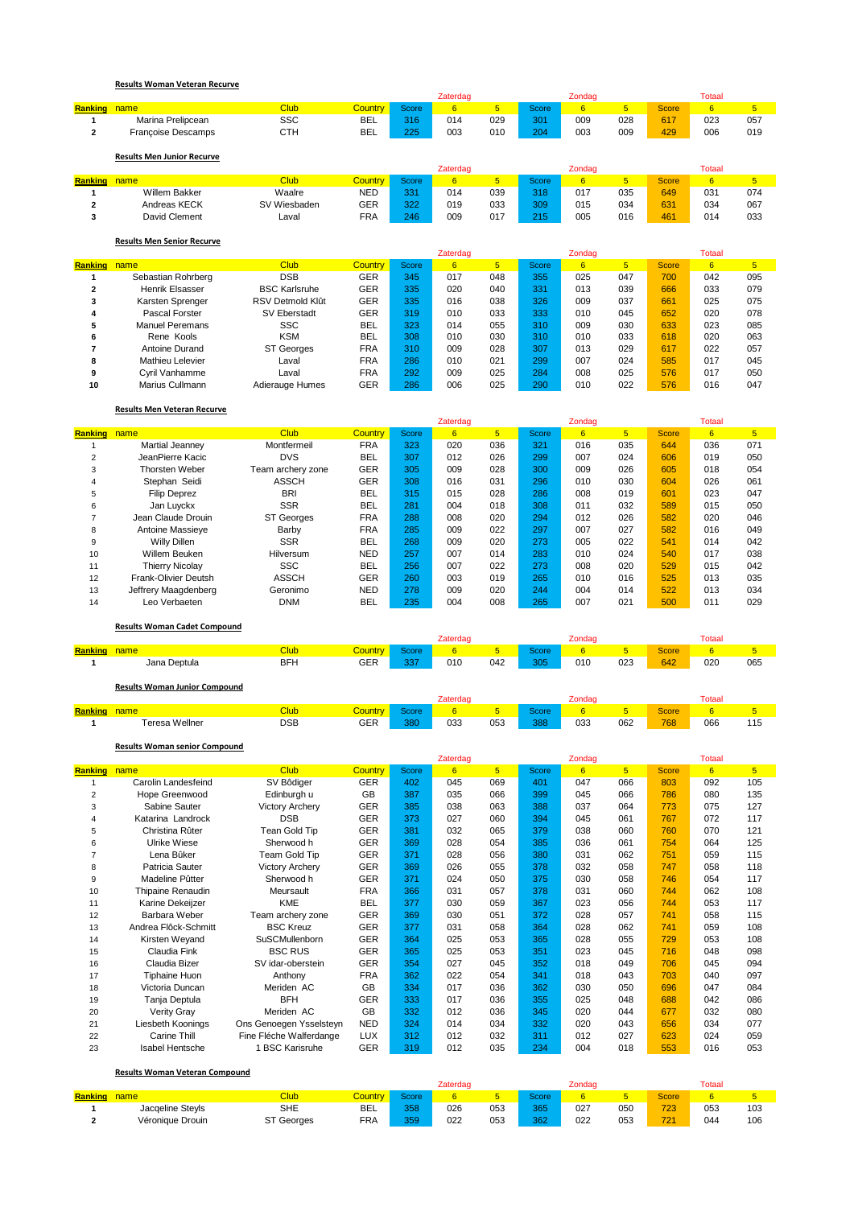**Results Woman Veteran Recurve**

| Ranking | name | Club | Country | Zaterdag Score | 6 | 5 | Zondag Score | 6 | 5 | Totaal Score | 6 | 5 |
|---|---|---|---|---|---|---|---|---|---|---|---|---|
| 1 | Marina Prelipcean | SSC | BEL | 316 | 014 | 029 | 301 | 009 | 028 | 617 | 023 | 057 |
| 2 | Françoise Descamps | CTH | BEL | 225 | 003 | 010 | 204 | 003 | 009 | 429 | 006 | 019 |

**Results Men Junior Recurve**

| Ranking | name | Club | Country | Zaterdag Score | 6 | 5 | Zondag Score | 6 | 5 | Totaal Score | 6 | 5 |
|---|---|---|---|---|---|---|---|---|---|---|---|---|
| 1 | Willem Bakker | Waalre | NED | 331 | 014 | 039 | 318 | 017 | 035 | 649 | 031 | 074 |
| 2 | Andreas KECK | SV Wiesbaden | GER | 322 | 019 | 033 | 309 | 015 | 034 | 631 | 034 | 067 |
| 3 | David Clement | Laval | FRA | 246 | 009 | 017 | 215 | 005 | 016 | 461 | 014 | 033 |

**Results Men Senior Recurve**

| Ranking | name | Club | Country | Zaterdag Score | 6 | 5 | Zondag Score | 6 | 5 | Totaal Score | 6 | 5 |
|---|---|---|---|---|---|---|---|---|---|---|---|---|
| 1 | Sebastian Rohrberg | DSB | GER | 345 | 017 | 048 | 355 | 025 | 047 | 700 | 042 | 095 |
| 2 | Henrik Elsasser | BSC Karlsruhe | GER | 335 | 020 | 040 | 331 | 013 | 039 | 666 | 033 | 079 |
| 3 | Karsten Sprenger | RSV Detmold Klût | GER | 335 | 016 | 038 | 326 | 009 | 037 | 661 | 025 | 075 |
| 4 | Pascal Forster | SV Eberstadt | GER | 319 | 010 | 033 | 333 | 010 | 045 | 652 | 020 | 078 |
| 5 | Manuel Peremans | SSC | BEL | 323 | 014 | 055 | 310 | 009 | 030 | 633 | 023 | 085 |
| 6 | Rene Kools | KSM | BEL | 308 | 010 | 030 | 310 | 010 | 033 | 618 | 020 | 063 |
| 7 | Antoine Durand | ST Georges | FRA | 310 | 009 | 028 | 307 | 013 | 029 | 617 | 022 | 057 |
| 8 | Mathieu Lelevier | Laval | FRA | 286 | 010 | 021 | 299 | 007 | 024 | 585 | 017 | 045 |
| 9 | Cyril Vanhamme | Laval | FRA | 292 | 009 | 025 | 284 | 008 | 025 | 576 | 017 | 050 |
| 10 | Marius Cullmann | Adierauge Humes | GER | 286 | 006 | 025 | 290 | 010 | 022 | 576 | 016 | 047 |

**Results Men Veteran Recurve**

| Ranking | name | Club | Country | Zaterdag Score | 6 | 5 | Zondag Score | 6 | 5 | Totaal Score | 6 | 5 |
|---|---|---|---|---|---|---|---|---|---|---|---|---|
| 1 | Martial Jeanney | Montfermeil | FRA | 323 | 020 | 036 | 321 | 016 | 035 | 644 | 036 | 071 |
| 2 | JeanPierre Kacic | DVS | BEL | 307 | 012 | 026 | 299 | 007 | 024 | 606 | 019 | 050 |
| 3 | Thorsten Weber | Team archery zone | GER | 305 | 009 | 028 | 300 | 009 | 026 | 605 | 018 | 054 |
| 4 | Stephan Seidi | ASSCH | GER | 308 | 016 | 031 | 296 | 010 | 030 | 604 | 026 | 061 |
| 5 | Filip Deprez | BRI | BEL | 315 | 015 | 028 | 286 | 008 | 019 | 601 | 023 | 047 |
| 6 | Jan Luyckx | SSR | BEL | 281 | 004 | 018 | 308 | 011 | 032 | 589 | 015 | 050 |
| 7 | Jean Claude Drouin | ST Georges | FRA | 288 | 008 | 020 | 294 | 012 | 026 | 582 | 020 | 046 |
| 8 | Antoine Massieye | Barby | FRA | 285 | 009 | 022 | 297 | 007 | 027 | 582 | 016 | 049 |
| 9 | Willy Dillen | SSR | BEL | 268 | 009 | 020 | 273 | 005 | 022 | 541 | 014 | 042 |
| 10 | Willem Beuken | Hilversum | NED | 257 | 007 | 014 | 283 | 010 | 024 | 540 | 017 | 038 |
| 11 | Thierry Nicolay | SSC | BEL | 256 | 007 | 022 | 273 | 008 | 020 | 529 | 015 | 042 |
| 12 | Frank-Olivier Deutsh | ASSCH | GER | 260 | 003 | 019 | 265 | 010 | 016 | 525 | 013 | 035 |
| 13 | Jeffrery Maagdenberg | Geronimo | NED | 278 | 009 | 020 | 244 | 004 | 014 | 522 | 013 | 034 |
| 14 | Leo Verbaeten | DNM | BEL | 235 | 004 | 008 | 265 | 007 | 021 | 500 | 011 | 029 |

**Results Woman Cadet Compound**

| Ranking | name | Club | Country | Zaterdag Score | 6 | 5 | Zondag Score | 6 | 5 | Totaal Score | 6 | 5 |
|---|---|---|---|---|---|---|---|---|---|---|---|---|
| 1 | Jana Deptula | BFH | GER | 337 | 010 | 042 | 305 | 010 | 023 | 642 | 020 | 065 |

**Results Woman Junior Compound**

| Ranking | name | Club | Country | Zaterdag Score | 6 | 5 | Zondag Score | 6 | 5 | Totaal Score | 6 | 5 |
|---|---|---|---|---|---|---|---|---|---|---|---|---|
| 1 | Teresa Wellner | DSB | GER | 380 | 033 | 053 | 388 | 033 | 062 | 768 | 066 | 115 |

**Results Woman senior Compound**

| Ranking | name | Club | Country | Zaterdag Score | 6 | 5 | Zondag Score | 6 | 5 | Totaal Score | 6 | 5 |
|---|---|---|---|---|---|---|---|---|---|---|---|---|
| 1 | Carolin Landesfeind | SV Bôdiger | GER | 402 | 045 | 069 | 401 | 047 | 066 | 803 | 092 | 105 |
| 2 | Hope Greenwood | Edinburgh u | GB | 387 | 035 | 066 | 399 | 045 | 066 | 786 | 080 | 135 |
| 3 | Sabine Sauter | Victory Archery | GER | 385 | 038 | 063 | 388 | 037 | 064 | 773 | 075 | 127 |
| 4 | Katarina Landrock | DSB | GER | 373 | 027 | 060 | 394 | 045 | 061 | 767 | 072 | 117 |
| 5 | Christina Rûter | Tean Gold Tip | GER | 381 | 032 | 065 | 379 | 038 | 060 | 760 | 070 | 121 |
| 6 | Ulrike Wiese | Sherwood h | GER | 369 | 028 | 054 | 385 | 036 | 061 | 754 | 064 | 125 |
| 7 | Lena Bûker | Team Gold Tip | GER | 371 | 028 | 056 | 380 | 031 | 062 | 751 | 059 | 115 |
| 8 | Patricia Sauter | Victory Archery | GER | 369 | 026 | 055 | 378 | 032 | 058 | 747 | 058 | 118 |
| 9 | Madeline Pûtter | Sherwood h | GER | 371 | 024 | 050 | 375 | 030 | 058 | 746 | 054 | 117 |
| 10 | Thipaine Renaudin | Meursault | FRA | 366 | 031 | 057 | 378 | 031 | 060 | 744 | 062 | 108 |
| 11 | Karine Dekeijzer | KME | BEL | 377 | 030 | 059 | 367 | 023 | 056 | 744 | 053 | 117 |
| 12 | Barbara Weber | Team archery zone | GER | 369 | 030 | 051 | 372 | 028 | 057 | 741 | 058 | 115 |
| 13 | Andrea Flôck-Schmitt | BSC Kreuz | GER | 377 | 031 | 058 | 364 | 028 | 062 | 741 | 059 | 108 |
| 14 | Kirsten Weyand | SuSCMullenborn | GER | 364 | 025 | 053 | 365 | 028 | 055 | 729 | 053 | 108 |
| 15 | Claudia Fink | BSC RUS | GER | 365 | 025 | 053 | 351 | 023 | 045 | 716 | 048 | 098 |
| 16 | Claudia Bizer | SV idar-oberstein | GER | 354 | 027 | 045 | 352 | 018 | 049 | 706 | 045 | 094 |
| 17 | Tiphaine Huon | Anthony | FRA | 362 | 022 | 054 | 341 | 018 | 043 | 703 | 040 | 097 |
| 18 | Victoria Duncan | Meriden AC | GB | 334 | 017 | 036 | 362 | 030 | 050 | 696 | 047 | 084 |
| 19 | Tanja Deptula | BFH | GER | 333 | 017 | 036 | 355 | 025 | 048 | 688 | 042 | 086 |
| 20 | Verity Gray | Meriden AC | GB | 332 | 012 | 036 | 345 | 020 | 044 | 677 | 032 | 080 |
| 21 | Liesbeth Koonings | Ons Genoegen Ysselsteyn | NED | 324 | 014 | 034 | 332 | 020 | 043 | 656 | 034 | 077 |
| 22 | Carine Thill | Fine Fléche Walferdange | LUX | 312 | 012 | 032 | 311 | 012 | 027 | 623 | 024 | 059 |
| 23 | Isabel Hentsche | 1 BSC Karisruhe | GER | 319 | 012 | 035 | 234 | 004 | 018 | 553 | 016 | 053 |

**Results Woman Veteran Compound**

| Ranking | name | Club | Country | Zaterdag Score | 6 | 5 | Zondag Score | 6 | 5 | Totaal Score | 6 | 5 |
|---|---|---|---|---|---|---|---|---|---|---|---|---|
| 1 | Jacqeline Steyls | SHE | BEL | 358 | 026 | 053 | 365 | 027 | 050 | 723 | 053 | 103 |
| 2 | Véronique Drouin | ST Georges | FRA | 359 | 022 | 053 | 362 | 022 | 053 | 721 | 044 | 106 |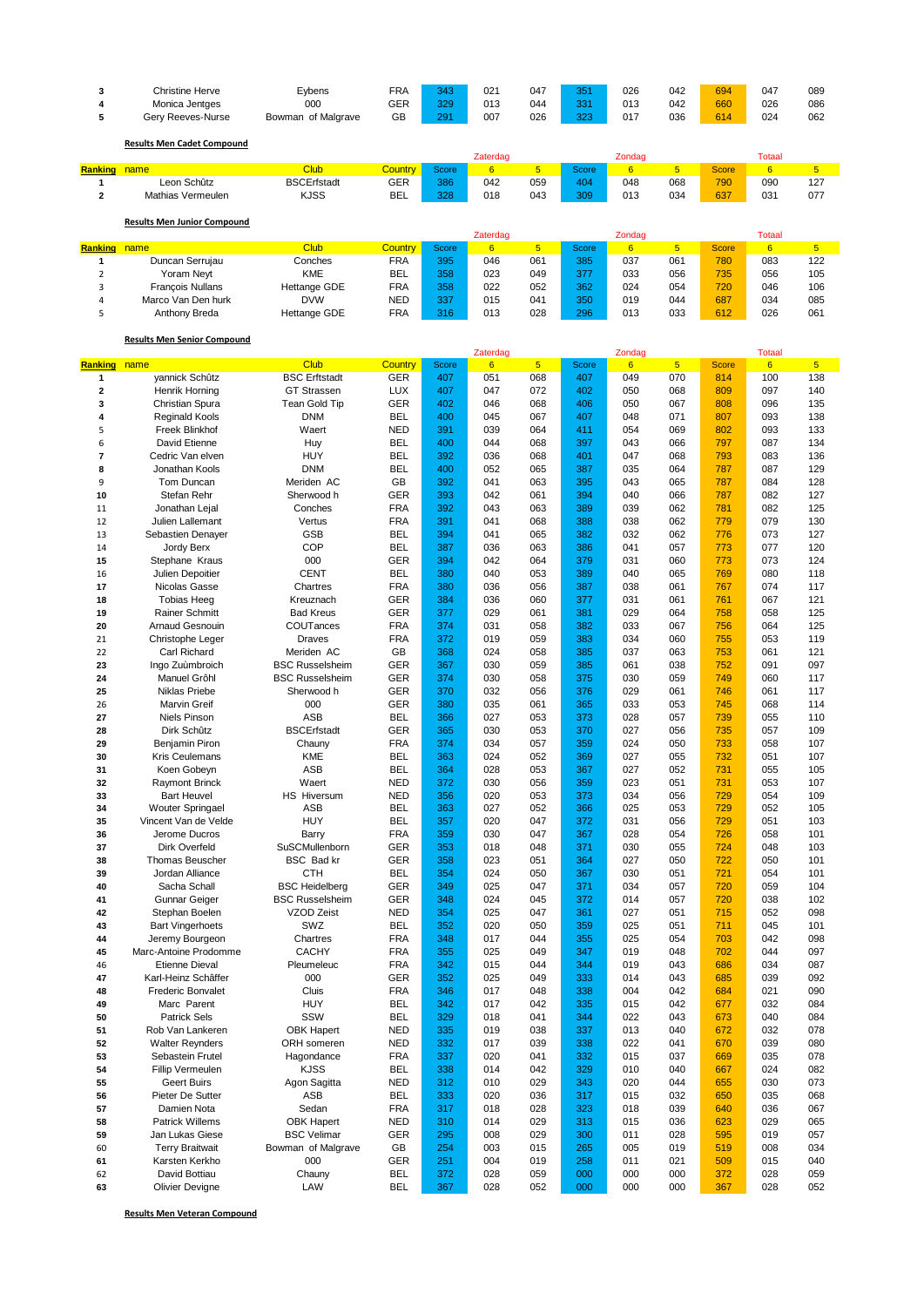| | | | | | | | | | | | | | |
|---|---|---|---|---|---|---|---|---|---|---|---|---|---|
| 3 | Christine Herve | Eybens | FRA | 343 | 021 | 047 | 351 | 026 | 042 | 694 | 047 | 089 |
| 4 | Monica Jentges | 000 | GER | 329 | 013 | 044 | 331 | 013 | 042 | 660 | 026 | 086 |
| 5 | Gery Reeves-Nurse | Bowman of Malgrave | GB | 291 | 007 | 026 | 323 | 017 | 036 | 614 | 024 | 062 |

**Results Men Cadet Compound**

| | | | | Zaterdag | | | Zondag | | | Totaal | | |
|---|---|---|---|---|---|---|---|---|---|---|---|---|
| Ranking | name | Club | Country | Score | 6 | 5 | Score | 6 | 5 | Score | 6 | 5 |
| 1 | Leon Schûtz | BSCErfstadt | GER | 386 | 042 | 059 | 404 | 048 | 068 | 790 | 090 | 127 |
| 2 | Mathias Vermeulen | KJSS | BEL | 328 | 018 | 043 | 309 | 013 | 034 | 637 | 031 | 077 |

**Results Men Junior Compound**

| | | | | Zaterdag | | | Zondag | | | Totaal | | |
|---|---|---|---|---|---|---|---|---|---|---|---|---|
| Ranking | name | Club | Country | Score | 6 | 5 | Score | 6 | 5 | Score | 6 | 5 |
| 1 | Duncan Serrujau | Conches | FRA | 395 | 046 | 061 | 385 | 037 | 061 | 780 | 083 | 122 |
| 2 | Yoram Neyt | KME | BEL | 358 | 023 | 049 | 377 | 033 | 056 | 735 | 056 | 105 |
| 3 | François Nullans | Hettange GDE | FRA | 358 | 022 | 052 | 362 | 024 | 054 | 720 | 046 | 106 |
| 4 | Marco Van Den hurk | DVW | NED | 337 | 015 | 041 | 350 | 019 | 044 | 687 | 034 | 085 |
| 5 | Anthony Breda | Hettange GDE | FRA | 316 | 013 | 028 | 296 | 013 | 033 | 612 | 026 | 061 |

**Results Men Senior Compound**

| | | | | Zaterdag | | | Zondag | | | Totaal | | |
|---|---|---|---|---|---|---|---|---|---|---|---|---|
| Ranking | name | Club | Country | Score | 6 | 5 | Score | 6 | 5 | Score | 6 | 5 |
| 1 | yannick Schûtz | BSC Erftstadt | GER | 407 | 051 | 068 | 407 | 049 | 070 | 814 | 100 | 138 |
| 2 | Henrik Horning | GT Strassen | LUX | 407 | 047 | 072 | 402 | 050 | 068 | 809 | 097 | 140 |
| 3 | Christian Spura | Tean Gold Tip | GER | 402 | 046 | 068 | 406 | 050 | 067 | 808 | 096 | 135 |
| 4 | Reginald Kools | DNM | BEL | 400 | 045 | 067 | 407 | 048 | 071 | 807 | 093 | 138 |
| 5 | Freek Blinkhof | Waert | NED | 391 | 039 | 064 | 411 | 054 | 069 | 802 | 093 | 133 |
| 6 | David Etienne | Huy | BEL | 400 | 044 | 068 | 397 | 043 | 066 | 797 | 087 | 134 |
| 7 | Cedric Van elven | HUY | BEL | 392 | 036 | 068 | 401 | 047 | 068 | 793 | 083 | 136 |
| 8 | Jonathan Kools | DNM | BEL | 400 | 052 | 065 | 387 | 035 | 064 | 787 | 087 | 129 |
| 9 | Tom Duncan | Meriden AC | GB | 392 | 041 | 063 | 395 | 043 | 065 | 787 | 084 | 128 |
| 10 | Stefan Rehr | Sherwood h | GER | 393 | 042 | 061 | 394 | 040 | 066 | 787 | 082 | 127 |
| 11 | Jonathan Lejal | Conches | FRA | 392 | 043 | 063 | 389 | 039 | 062 | 781 | 082 | 125 |
| 12 | Julien Lallemant | Vertus | FRA | 391 | 041 | 068 | 388 | 038 | 062 | 779 | 079 | 130 |
| 13 | Sebastien Denayer | GSB | BEL | 394 | 041 | 065 | 382 | 032 | 062 | 776 | 073 | 127 |
| 14 | Jordy Berx | COP | BEL | 387 | 036 | 063 | 386 | 041 | 057 | 773 | 077 | 120 |
| 15 | Stephane Kraus | 000 | GER | 394 | 042 | 064 | 379 | 031 | 060 | 773 | 073 | 124 |
| 16 | Julien Depoitier | CENT | BEL | 380 | 040 | 053 | 389 | 040 | 065 | 769 | 080 | 118 |
| 17 | Nicolas Gasse | Chartres | FRA | 380 | 036 | 056 | 387 | 038 | 061 | 767 | 074 | 117 |
| 18 | Tobias Heeg | Kreuznach | GER | 384 | 036 | 060 | 377 | 031 | 061 | 761 | 067 | 121 |
| 19 | Rainer Schmitt | Bad Kreus | GER | 377 | 029 | 061 | 381 | 029 | 064 | 758 | 058 | 125 |
| 20 | Arnaud Gesnouin | COUTances | FRA | 374 | 031 | 058 | 382 | 033 | 067 | 756 | 064 | 125 |
| 21 | Christophe Leger | Draves | FRA | 372 | 019 | 059 | 383 | 034 | 060 | 755 | 053 | 119 |
| 22 | Carl Richard | Meriden AC | GB | 368 | 024 | 058 | 385 | 037 | 063 | 753 | 061 | 121 |
| 23 | Ingo Zuùmbroich | BSC Russelsheim | GER | 367 | 030 | 059 | 385 | 061 | 038 | 752 | 091 | 097 |
| 24 | Manuel Grôhl | BSC Russelsheim | GER | 374 | 030 | 058 | 375 | 030 | 059 | 749 | 060 | 117 |
| 25 | Niklas Priebe | Sherwood h | GER | 370 | 032 | 056 | 376 | 029 | 061 | 746 | 061 | 117 |
| 26 | Marvin Greif | 000 | GER | 380 | 035 | 061 | 365 | 033 | 053 | 745 | 068 | 114 |
| 27 | Niels Pinson | ASB | BEL | 366 | 027 | 053 | 373 | 028 | 057 | 739 | 055 | 110 |
| 28 | Dirk Schûtz | BSCErfstadt | GER | 365 | 030 | 053 | 370 | 027 | 056 | 735 | 057 | 109 |
| 29 | Benjamin Piron | Chauny | FRA | 374 | 034 | 057 | 359 | 024 | 050 | 733 | 058 | 107 |
| 30 | Kris Ceulemans | KME | BEL | 363 | 024 | 052 | 369 | 027 | 055 | 732 | 051 | 107 |
| 31 | Koen Gobeyn | ASB | BEL | 364 | 028 | 053 | 367 | 027 | 052 | 731 | 055 | 105 |
| 32 | Raymont Brinck | Waert | NED | 372 | 030 | 056 | 359 | 023 | 051 | 731 | 053 | 107 |
| 33 | Bart Heuvel | HS Hiversum | NED | 356 | 020 | 053 | 373 | 034 | 056 | 729 | 054 | 109 |
| 34 | Wouter Springael | ASB | BEL | 363 | 027 | 052 | 366 | 025 | 053 | 729 | 052 | 105 |
| 35 | Vincent Van de Velde | HUY | BEL | 357 | 020 | 047 | 372 | 031 | 056 | 729 | 051 | 103 |
| 36 | Jerome Ducros | Barry | FRA | 359 | 030 | 047 | 367 | 028 | 054 | 726 | 058 | 101 |
| 37 | Dirk Overfeld | SuSCMullenborn | GER | 353 | 018 | 048 | 371 | 030 | 055 | 724 | 048 | 103 |
| 38 | Thomas Beuscher | BSC Bad kr | GER | 358 | 023 | 051 | 364 | 027 | 050 | 722 | 050 | 101 |
| 39 | Jordan Alliance | CTH | BEL | 354 | 024 | 050 | 367 | 030 | 051 | 721 | 054 | 101 |
| 40 | Sacha Schall | BSC Heidelberg | GER | 349 | 025 | 047 | 371 | 034 | 057 | 720 | 059 | 104 |
| 41 | Gunnar Geiger | BSC Russelsheim | GER | 348 | 024 | 045 | 372 | 014 | 057 | 720 | 038 | 102 |
| 42 | Stephan Boelen | VZOD Zeist | NED | 354 | 025 | 047 | 361 | 027 | 051 | 715 | 052 | 098 |
| 43 | Bart Vingerhoets | SWZ | BEL | 352 | 020 | 050 | 359 | 025 | 051 | 711 | 045 | 101 |
| 44 | Jeremy Bourgeon | Chartres | FRA | 348 | 017 | 044 | 355 | 025 | 054 | 703 | 042 | 098 |
| 45 | Marc-Antoine Prodomme | CACHY | FRA | 355 | 025 | 049 | 347 | 019 | 048 | 702 | 044 | 097 |
| 46 | Etienne Dieval | Pleumeleuc | FRA | 342 | 015 | 044 | 344 | 019 | 043 | 686 | 034 | 087 |
| 47 | Karl-Heinz Schâffer | 000 | GER | 352 | 025 | 049 | 333 | 014 | 043 | 685 | 039 | 092 |
| 48 | Frederic Bonvalet | Cluis | FRA | 346 | 017 | 048 | 338 | 004 | 042 | 684 | 021 | 090 |
| 49 | Marc Parent | HUY | BEL | 342 | 017 | 042 | 335 | 015 | 042 | 677 | 032 | 084 |
| 50 | Patrick Sels | SSW | BEL | 329 | 018 | 041 | 344 | 022 | 043 | 673 | 040 | 084 |
| 51 | Rob Van Lankeren | OBK Hapert | NED | 335 | 019 | 038 | 337 | 013 | 040 | 672 | 032 | 078 |
| 52 | Walter Reynders | ORH someren | NED | 332 | 017 | 039 | 338 | 022 | 041 | 670 | 039 | 080 |
| 53 | Sebastien Frutel | Hagondance | FRA | 337 | 020 | 041 | 332 | 015 | 037 | 669 | 035 | 078 |
| 54 | Fillip Vermeulen | KJSS | BEL | 338 | 014 | 042 | 329 | 010 | 040 | 667 | 024 | 082 |
| 55 | Geert Buirs | Agon Sagitta | NED | 312 | 010 | 029 | 343 | 020 | 044 | 655 | 030 | 073 |
| 56 | Pieter De Sutter | ASB | BEL | 333 | 020 | 036 | 317 | 015 | 032 | 650 | 035 | 068 |
| 57 | Damien Nota | Sedan | FRA | 317 | 018 | 028 | 323 | 018 | 039 | 640 | 036 | 067 |
| 58 | Patrick Willems | OBK Hapert | NED | 310 | 014 | 029 | 313 | 015 | 036 | 623 | 029 | 065 |
| 59 | Jan Lukas Giese | BSC Velimar | GER | 295 | 008 | 029 | 300 | 011 | 028 | 595 | 019 | 057 |
| 60 | Terry Braitwait | Bowman of Malgrave | GB | 254 | 003 | 015 | 265 | 005 | 019 | 519 | 008 | 034 |
| 61 | Karsten Kerkho | 000 | GER | 251 | 004 | 019 | 258 | 011 | 021 | 509 | 015 | 040 |
| 62 | David Bottiau | Chauny | BEL | 372 | 028 | 059 | 000 | 000 | 000 | 372 | 028 | 059 |
| 63 | Olivier Devigne | LAW | BEL | 367 | 028 | 052 | 000 | 000 | 000 | 367 | 028 | 052 |

**Results Men Veteran Compound**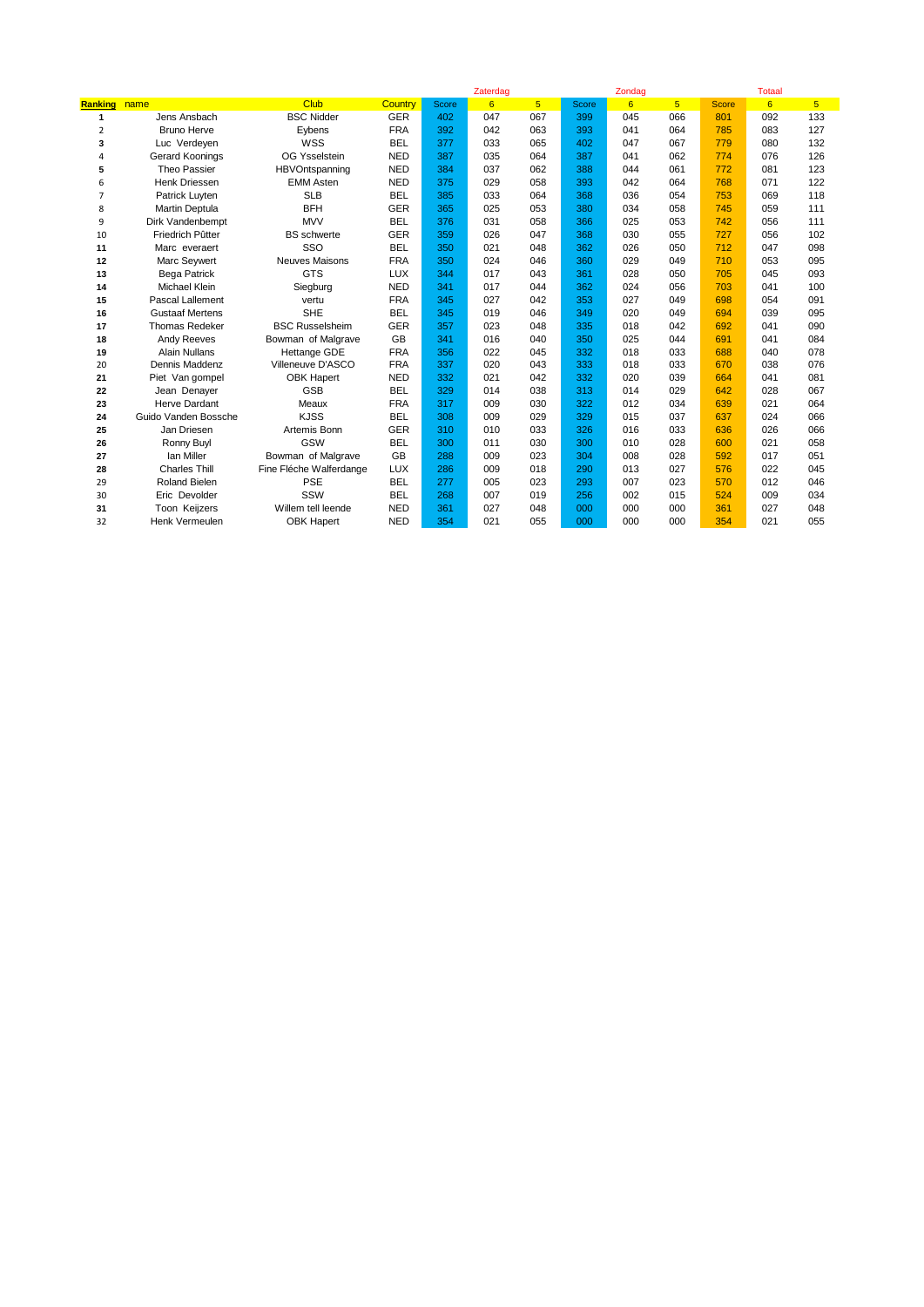| | | | | | Zaterdag | | | Zondag | | | Totaal | |
|---|---|---|---|---|---|---|---|---|---|---|---|---|
| **Ranking** | name | Club | Country | Score | 6 | 5 | Score | 6 | 5 | Score | 6 | 5 |
| **1** | Jens Ansbach | BSC Nidder | GER | 402 | 047 | 067 | 399 | 045 | 066 | 801 | 092 | 133 |
| 2 | Bruno Herve | Eybens | FRA | 392 | 042 | 063 | 393 | 041 | 064 | 785 | 083 | 127 |
| **3** | Luc Verdeyen | WSS | BEL | 377 | 033 | 065 | 402 | 047 | 067 | 779 | 080 | 132 |
| 4 | Gerard Koonings | OG Ysselstein | NED | 387 | 035 | 064 | 387 | 041 | 062 | 774 | 076 | 126 |
| **5** | Theo Passier | HBVOntspanning | NED | 384 | 037 | 062 | 388 | 044 | 061 | 772 | 081 | 123 |
| 6 | Henk Driessen | EMM Asten | NED | 375 | 029 | 058 | 393 | 042 | 064 | 768 | 071 | 122 |
| 7 | Patrick Luyten | SLB | BEL | 385 | 033 | 064 | 368 | 036 | 054 | 753 | 069 | 118 |
| 8 | Martin Deptula | BFH | GER | 365 | 025 | 053 | 380 | 034 | 058 | 745 | 059 | 111 |
| 9 | Dirk Vandenbempt | MVV | BEL | 376 | 031 | 058 | 366 | 025 | 053 | 742 | 056 | 111 |
| 10 | Friedrich Pütter | BS schwerte | GER | 359 | 026 | 047 | 368 | 030 | 055 | 727 | 056 | 102 |
| **11** | Marc everaert | SSO | BEL | 350 | 021 | 048 | 362 | 026 | 050 | 712 | 047 | 098 |
| **12** | Marc Seywert | Neuves Maisons | FRA | 350 | 024 | 046 | 360 | 029 | 049 | 710 | 053 | 095 |
| **13** | Bega Patrick | GTS | LUX | 344 | 017 | 043 | 361 | 028 | 050 | 705 | 045 | 093 |
| **14** | Michael Klein | Siegburg | NED | 341 | 017 | 044 | 362 | 024 | 056 | 703 | 041 | 100 |
| **15** | Pascal Lallement | vertu | FRA | 345 | 027 | 042 | 353 | 027 | 049 | 698 | 054 | 091 |
| **16** | Gustaaf Mertens | SHE | BEL | 345 | 019 | 046 | 349 | 020 | 049 | 694 | 039 | 095 |
| **17** | Thomas Redeker | BSC Russelsheim | GER | 357 | 023 | 048 | 335 | 018 | 042 | 692 | 041 | 090 |
| **18** | Andy Reeves | Bowman of Malgrave | GB | 341 | 016 | 040 | 350 | 025 | 044 | 691 | 041 | 084 |
| **19** | Alain Nullans | Hettange GDE | FRA | 356 | 022 | 045 | 332 | 018 | 033 | 688 | 040 | 078 |
| 20 | Dennis Maddenz | Villeneuve D'ASCO | FRA | 337 | 020 | 043 | 333 | 018 | 033 | 670 | 038 | 076 |
| **21** | Piet Van gompel | OBK Hapert | NED | 332 | 021 | 042 | 332 | 020 | 039 | 664 | 041 | 081 |
| **22** | Jean Denayer | GSB | BEL | 329 | 014 | 038 | 313 | 014 | 029 | 642 | 028 | 067 |
| **23** | Herve Dardant | Meaux | FRA | 317 | 009 | 030 | 322 | 012 | 034 | 639 | 021 | 064 |
| **24** | Guido Vanden Bossche | KJSS | BEL | 308 | 009 | 029 | 329 | 015 | 037 | 637 | 024 | 066 |
| **25** | Jan Driesen | Artemis Bonn | GER | 310 | 010 | 033 | 326 | 016 | 033 | 636 | 026 | 066 |
| **26** | Ronny Buyl | GSW | BEL | 300 | 011 | 030 | 300 | 010 | 028 | 600 | 021 | 058 |
| **27** | Ian Miller | Bowman of Malgrave | GB | 288 | 009 | 023 | 304 | 008 | 028 | 592 | 017 | 051 |
| **28** | Charles Thill | Fine Fléche Walferdange | LUX | 286 | 009 | 018 | 290 | 013 | 027 | 576 | 022 | 045 |
| 29 | Roland Bielen | PSE | BEL | 277 | 005 | 023 | 293 | 007 | 023 | 570 | 012 | 046 |
| 30 | Eric Devolder | SSW | BEL | 268 | 007 | 019 | 256 | 002 | 015 | 524 | 009 | 034 |
| **31** | Toon Keijzers | Willem tell leende | NED | 361 | 027 | 048 | 000 | 000 | 000 | 361 | 027 | 048 |
| 32 | Henk Vermeulen | OBK Hapert | NED | 354 | 021 | 055 | 000 | 000 | 000 | 354 | 021 | 055 |